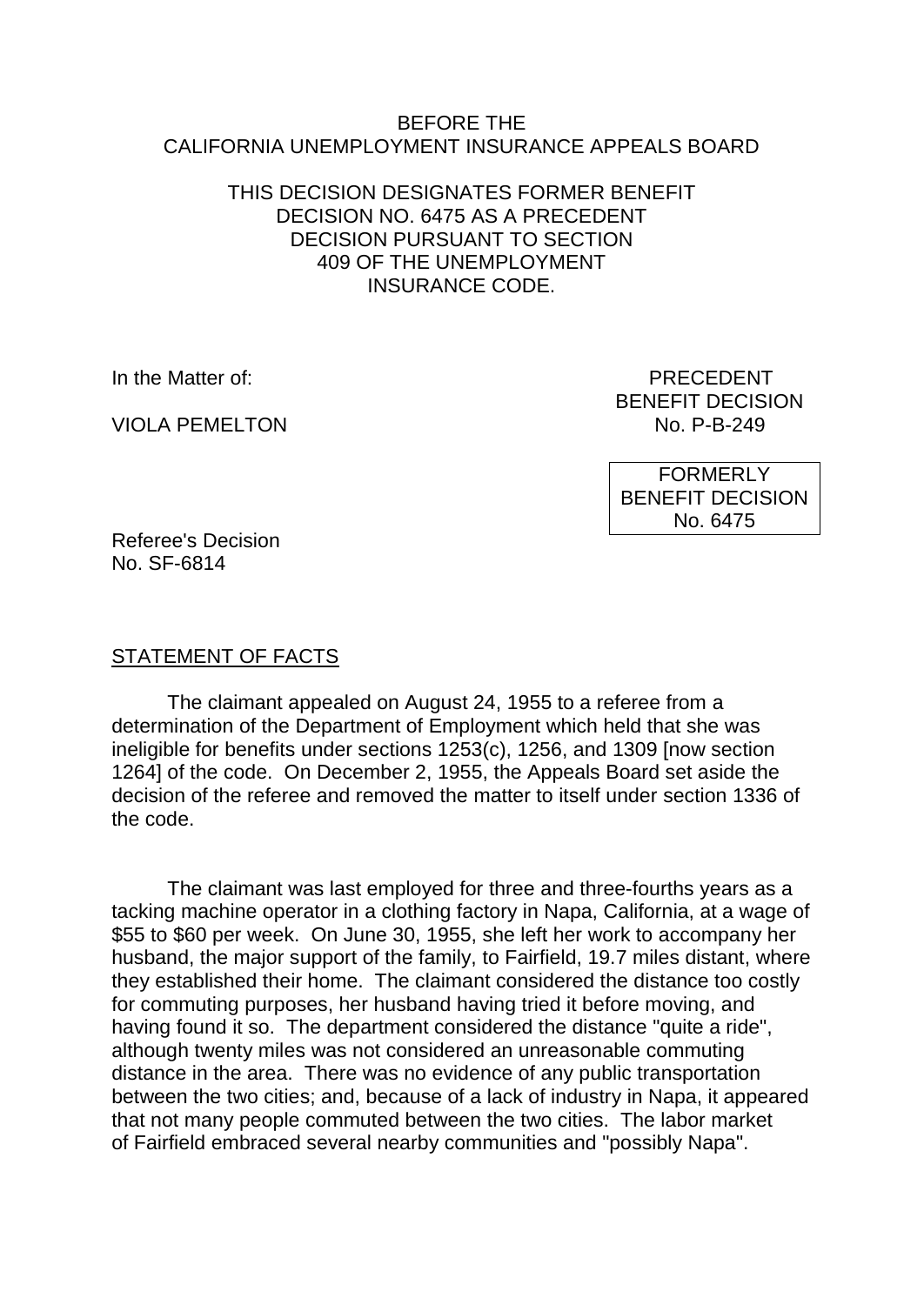BEFORE THE
CALIFORNIA UNEMPLOYMENT INSURANCE APPEALS BOARD

THIS DECISION DESIGNATES FORMER BENEFIT DECISION NO. 6475 AS A PRECEDENT DECISION PURSUANT TO SECTION 409 OF THE UNEMPLOYMENT INSURANCE CODE.

In the Matter of:

VIOLA PEMELTON

PRECEDENT
BENEFIT DECISION
No. P-B-249

FORMERLY
BENEFIT DECISION
No. 6475

Referee's Decision
No. SF-6814

## STATEMENT OF FACTS

The claimant appealed on August 24, 1955 to a referee from a determination of the Department of Employment which held that she was ineligible for benefits under sections 1253(c), 1256, and 1309 [now section 1264] of the code. On December 2, 1955, the Appeals Board set aside the decision of the referee and removed the matter to itself under section 1336 of the code.

The claimant was last employed for three and three-fourths years as a tacking machine operator in a clothing factory in Napa, California, at a wage of $55 to $60 per week. On June 30, 1955, she left her work to accompany her husband, the major support of the family, to Fairfield, 19.7 miles distant, where they established their home. The claimant considered the distance too costly for commuting purposes, her husband having tried it before moving, and having found it so. The department considered the distance "quite a ride", although twenty miles was not considered an unreasonable commuting distance in the area. There was no evidence of any public transportation between the two cities; and, because of a lack of industry in Napa, it appeared that not many people commuted between the two cities. The labor market of Fairfield embraced several nearby communities and "possibly Napa".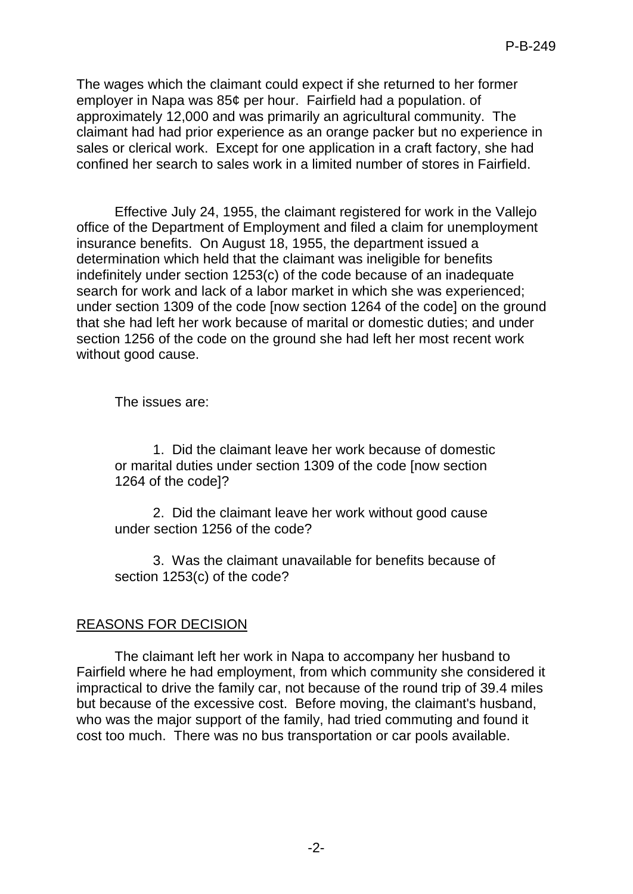The wages which the claimant could expect if she returned to her former employer in Napa was 85¢ per hour. Fairfield had a population. of approximately 12,000 and was primarily an agricultural community. The claimant had had prior experience as an orange packer but no experience in sales or clerical work. Except for one application in a craft factory, she had confined her search to sales work in a limited number of stores in Fairfield.

Effective July 24, 1955, the claimant registered for work in the Vallejo office of the Department of Employment and filed a claim for unemployment insurance benefits. On August 18, 1955, the department issued a determination which held that the claimant was ineligible for benefits indefinitely under section 1253(c) of the code because of an inadequate search for work and lack of a labor market in which she was experienced; under section 1309 of the code [now section 1264 of the code] on the ground that she had left her work because of marital or domestic duties; and under section 1256 of the code on the ground she had left her most recent work without good cause.

The issues are:

1. Did the claimant leave her work because of domestic or marital duties under section 1309 of the code [now section 1264 of the code]?

2. Did the claimant leave her work without good cause under section 1256 of the code?

3. Was the claimant unavailable for benefits because of section 1253(c) of the code?

## REASONS FOR DECISION

The claimant left her work in Napa to accompany her husband to Fairfield where he had employment, from which community she considered it impractical to drive the family car, not because of the round trip of 39.4 miles but because of the excessive cost. Before moving, the claimant's husband, who was the major support of the family, had tried commuting and found it cost too much. There was no bus transportation or car pools available.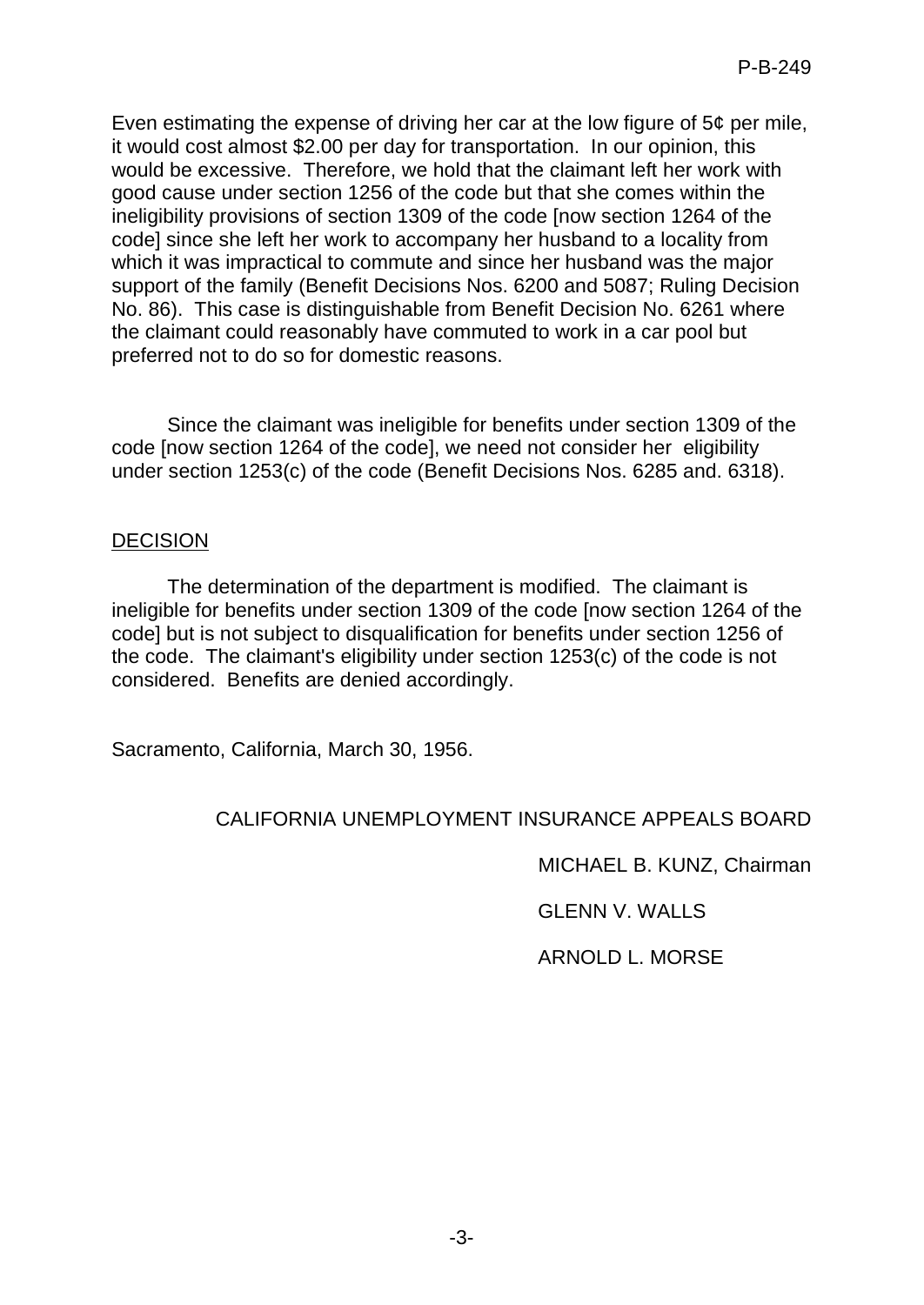Even estimating the expense of driving her car at the low figure of 5¢ per mile, it would cost almost $2.00 per day for transportation. In our opinion, this would be excessive. Therefore, we hold that the claimant left her work with good cause under section 1256 of the code but that she comes within the ineligibility provisions of section 1309 of the code [now section 1264 of the code] since she left her work to accompany her husband to a locality from which it was impractical to commute and since her husband was the major support of the family (Benefit Decisions Nos. 6200 and 5087; Ruling Decision No. 86). This case is distinguishable from Benefit Decision No. 6261 where the claimant could reasonably have commuted to work in a car pool but preferred not to do so for domestic reasons.

Since the claimant was ineligible for benefits under section 1309 of the code [now section 1264 of the code], we need not consider her eligibility under section 1253(c) of the code (Benefit Decisions Nos. 6285 and. 6318).

## DECISION

The determination of the department is modified. The claimant is ineligible for benefits under section 1309 of the code [now section 1264 of the code] but is not subject to disqualification for benefits under section 1256 of the code. The claimant's eligibility under section 1253(c) of the code is not considered. Benefits are denied accordingly.

Sacramento, California, March 30, 1956.

CALIFORNIA UNEMPLOYMENT INSURANCE APPEALS BOARD

MICHAEL B. KUNZ, Chairman

GLENN V. WALLS

ARNOLD L. MORSE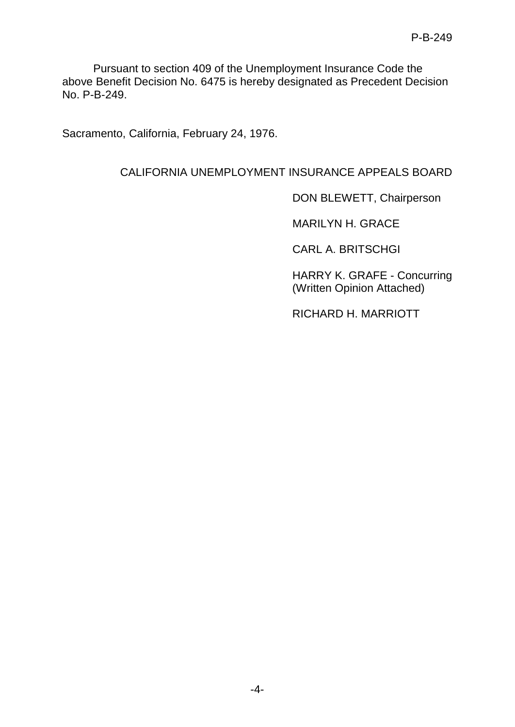Pursuant to section 409 of the Unemployment Insurance Code the above Benefit Decision No. 6475 is hereby designated as Precedent Decision No. P-B-249.

Sacramento, California, February 24, 1976.

CALIFORNIA UNEMPLOYMENT INSURANCE APPEALS BOARD

DON BLEWETT, Chairperson

MARILYN H. GRACE

CARL A. BRITSCHGI

HARRY K. GRAFE - Concurring
(Written Opinion Attached)

RICHARD H. MARRIOTT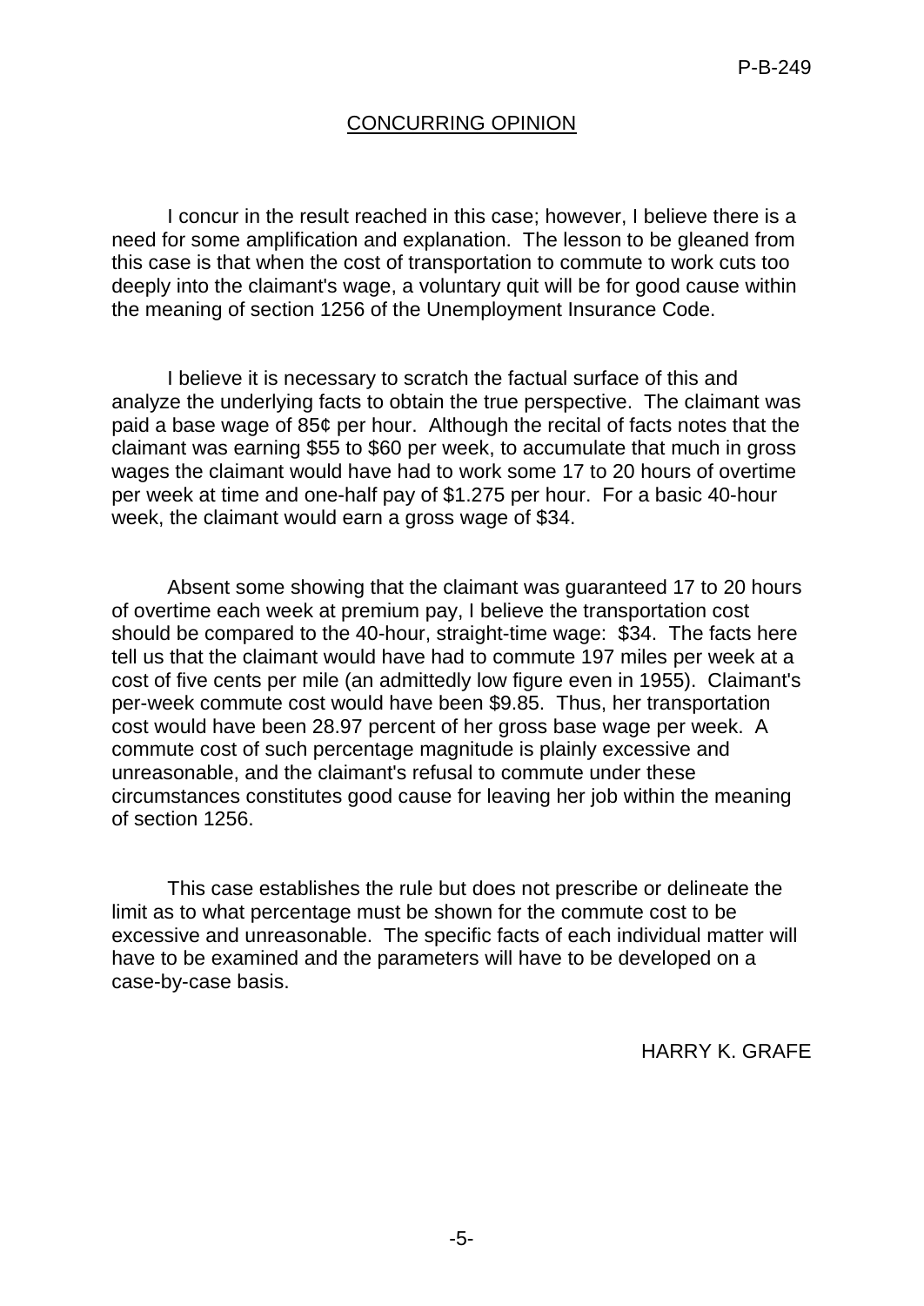## CONCURRING OPINION

I concur in the result reached in this case; however, I believe there is a need for some amplification and explanation. The lesson to be gleaned from this case is that when the cost of transportation to commute to work cuts too deeply into the claimant's wage, a voluntary quit will be for good cause within the meaning of section 1256 of the Unemployment Insurance Code.

I believe it is necessary to scratch the factual surface of this and analyze the underlying facts to obtain the true perspective. The claimant was paid a base wage of 85¢ per hour. Although the recital of facts notes that the claimant was earning $55 to $60 per week, to accumulate that much in gross wages the claimant would have had to work some 17 to 20 hours of overtime per week at time and one-half pay of $1.275 per hour. For a basic 40-hour week, the claimant would earn a gross wage of $34.

Absent some showing that the claimant was guaranteed 17 to 20 hours of overtime each week at premium pay, I believe the transportation cost should be compared to the 40-hour, straight-time wage: $34. The facts here tell us that the claimant would have had to commute 197 miles per week at a cost of five cents per mile (an admittedly low figure even in 1955). Claimant's per-week commute cost would have been $9.85. Thus, her transportation cost would have been 28.97 percent of her gross base wage per week. A commute cost of such percentage magnitude is plainly excessive and unreasonable, and the claimant's refusal to commute under these circumstances constitutes good cause for leaving her job within the meaning of section 1256.

This case establishes the rule but does not prescribe or delineate the limit as to what percentage must be shown for the commute cost to be excessive and unreasonable. The specific facts of each individual matter will have to be examined and the parameters will have to be developed on a case-by-case basis.

HARRY K. GRAFE